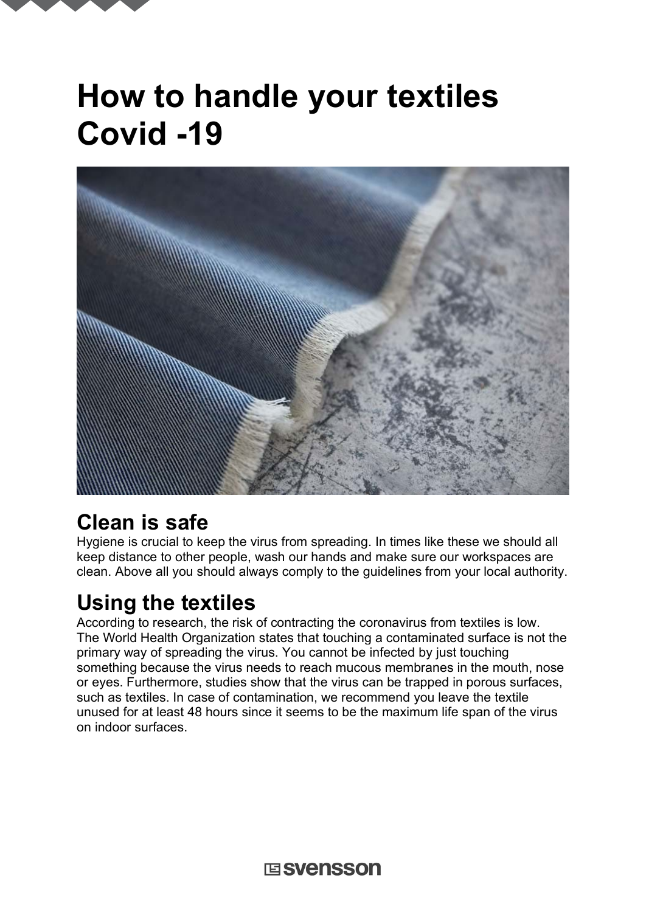# How to handle your textiles Covid -19

## Clean is safe

Hygiene is crucial to keep the virus from spreading. In times like these we should all keep distance to other people, wash our hands and make sure our workspaces are clean. Above all you should always comply to the guidelines from your local authority.

## Using the textiles

According to research, the risk of contracting the coronavirus from textiles is low. The World Health Organization states that touching a contaminated surface is not the primary way of spreading the virus. You cannot be infected by just touching something because the virus needs to reach mucous membranes in the mouth, nose or eyes. Furthermore, studies show that the virus can be trapped in porous surfaces, such as textiles. In case of contamination, we recommend you leave the textile unused for at least 48 hours since it seems to be the maximum life span of the virus on indoor surfaces.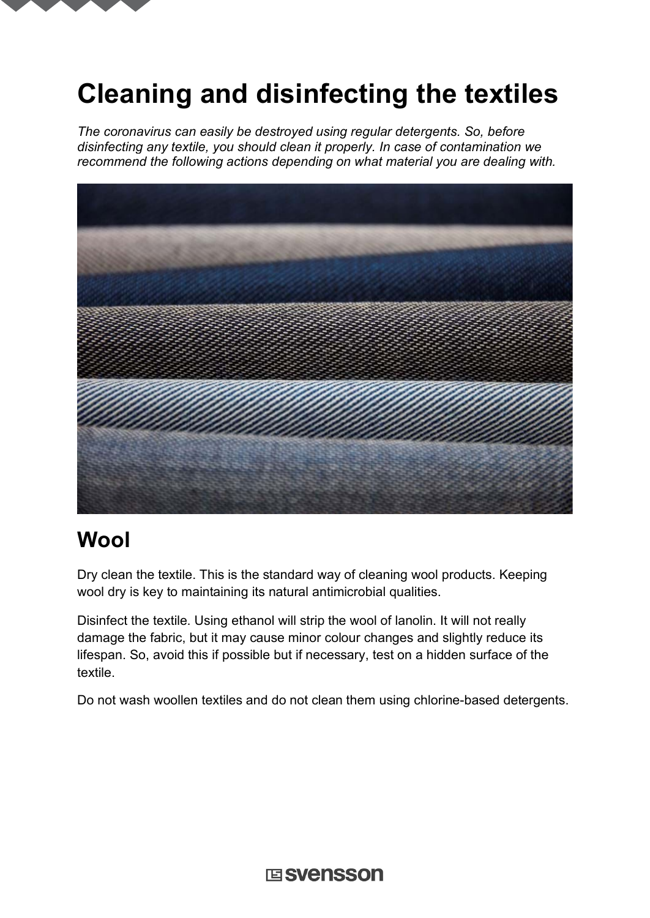# Cleaning and disinfecting the textiles

*The coronavirus can easily be destroyed using regular detergents. So, before disinfecting any textile, you should clean it properly. In case of contamination we recommend the following actions depending on what material you are dealing with.*

## Wool

Dry clean the textile. This is the standard way of cleaning wool products. Keeping wool dry is key to maintaining its natural antimicrobial qualities.

Disinfect the textile. Using ethanol will strip the wool of lanolin. It will not really damage the fabric, but it may cause minor colour changes and slightly reduce its lifespan. So, avoid this if possible but if necessary, test on a hidden surface of the textile.

Do not wash woollen textiles and do not clean them using chlorine-based detergents.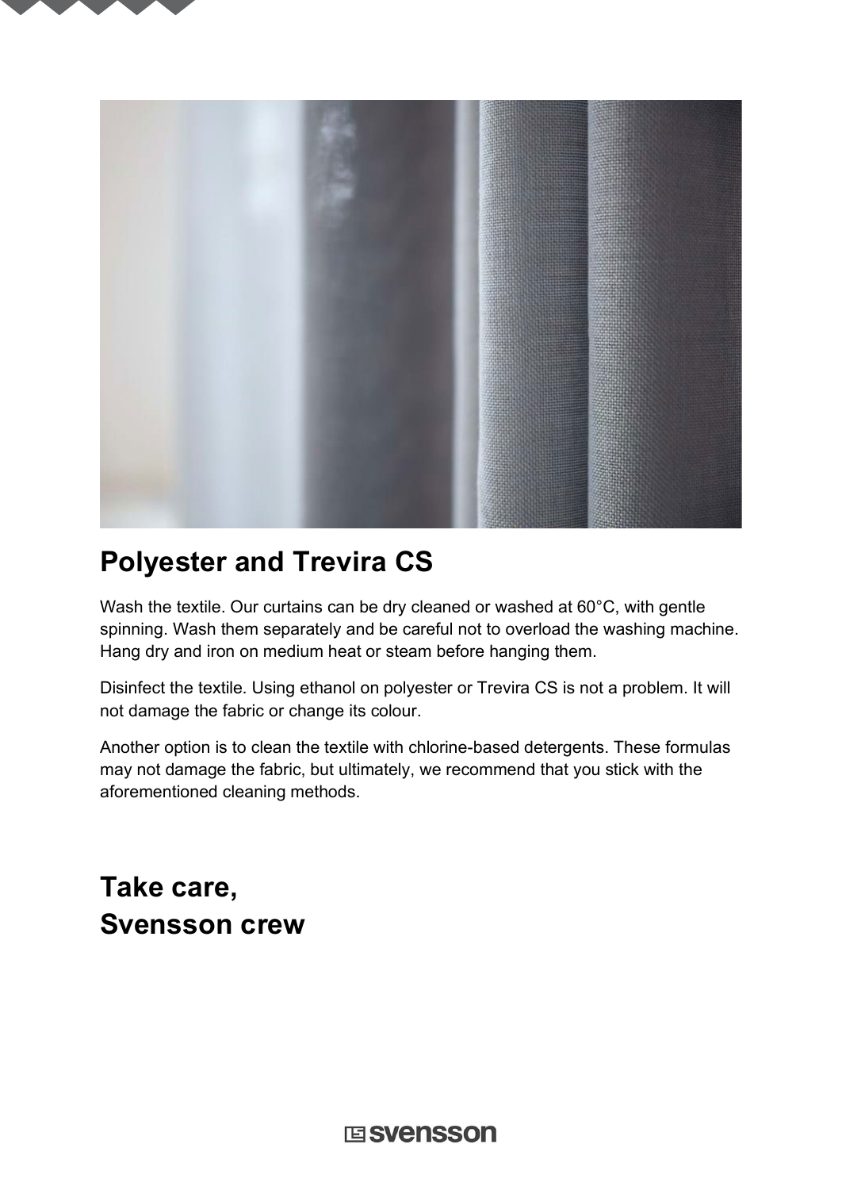## Polyester and Trevira CS

Wash the textile. Our curtains can be dry cleaned or washed at 60°C, with gentle spinning. Wash them separately and be careful not to overload the washing machine. Hang dry and iron on medium heat or steam before hanging them.

Disinfect the textile. Using ethanol on polyester or Trevira CS is not a problem. It will not damage the fabric or change its colour.

Another option is to clean the textile with chlorine-based detergents. These formulas may not damage the fabric, but ultimately, we recommend that you stick with the aforementioned cleaning methods.

**Take care,**
**Svensson crew**

svensson